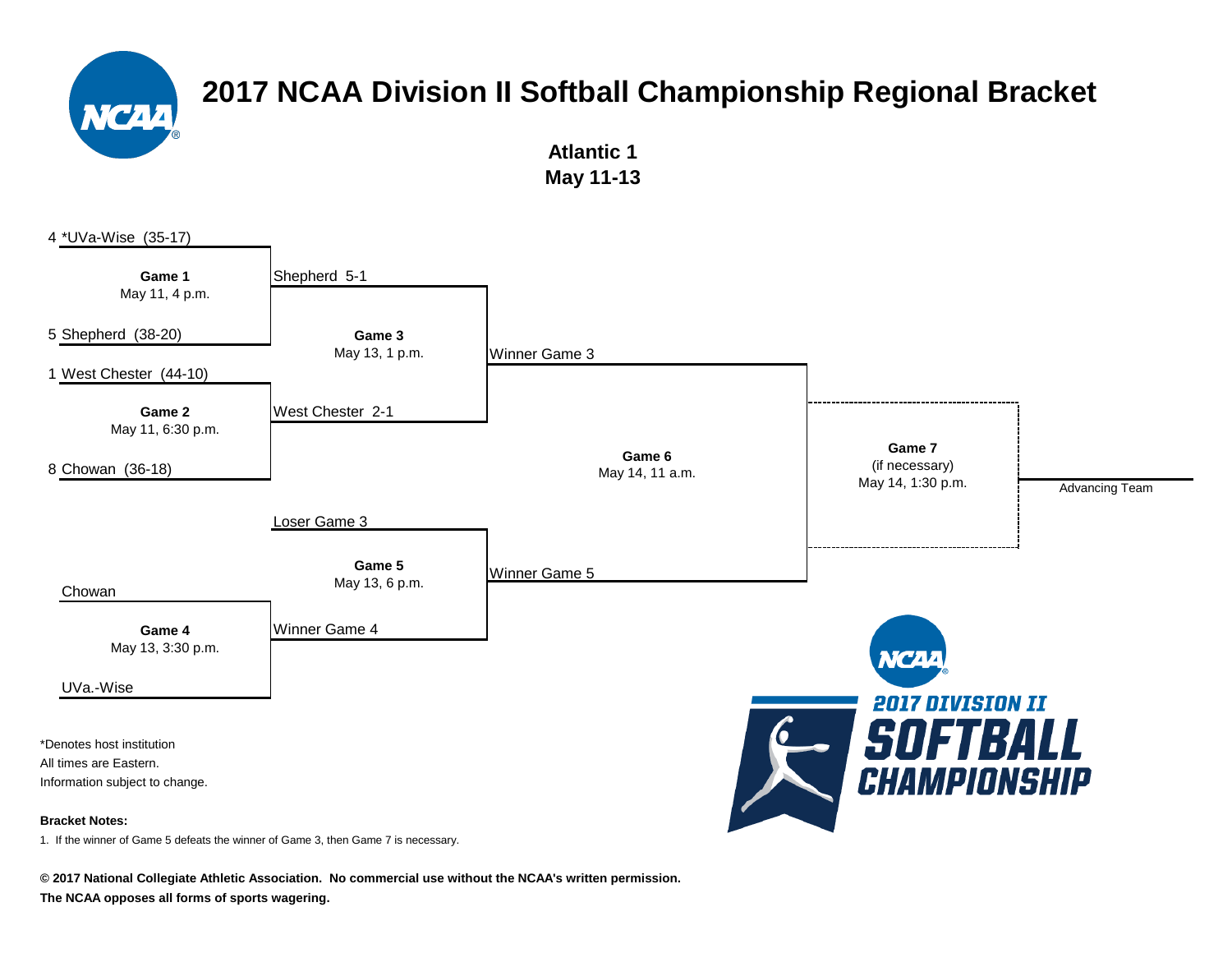# 2017 NCAA Division II Softball Championship Regional Bracket

## Atlantic 1
## May 11-13

4 *UVa-Wise (35-17)

**Game 1**
May 11, 4 p.m.

5 Shepherd (38-20)

1 West Chester (44-10)

**Game 2**
May 11, 6:30 p.m.

8 Chowan (36-18)

Shepherd 5-1

**Game 3**
May 13, 1 p.m.

West Chester 2-1

Winner Game 3

**Game 6**
May 14, 11 a.m.

**Game 7**
(if necessary)
May 14, 1:30 p.m.

Advancing Team

Loser Game 3

**Game 5**
May 13, 6 p.m.

Winner Game 4

Winner Game 5

Chowan

**Game 4**
May 13, 3:30 p.m.

UVa.-Wise

*Denotes host institution
All times are Eastern.
Information subject to change.

**Bracket Notes:**

1. If the winner of Game 5 defeats the winner of Game 3, then Game 7 is necessary.

**© 2017 National Collegiate Athletic Association. No commercial use without the NCAA's written permission.**
**The NCAA opposes all forms of sports wagering.**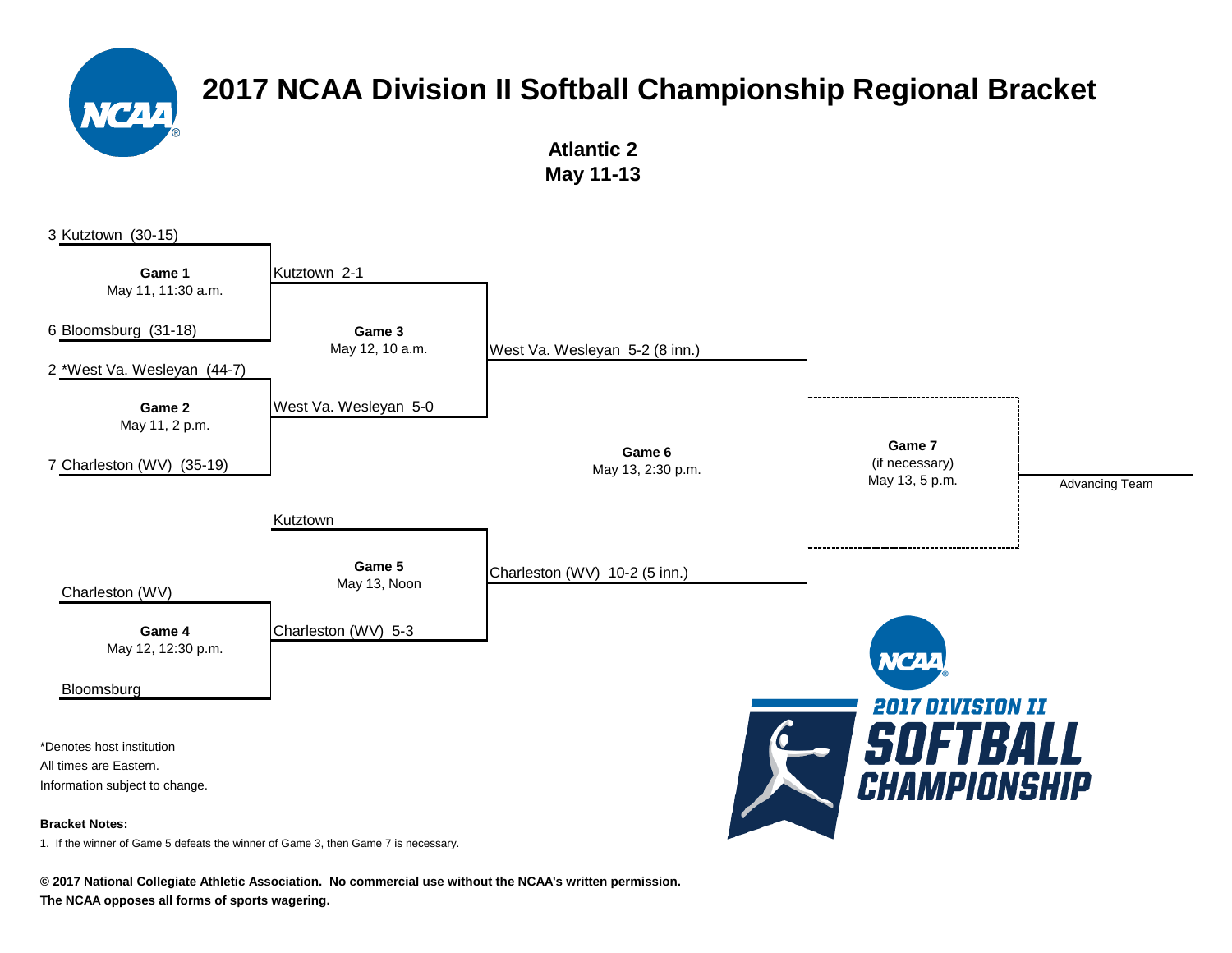# 2017 NCAA Division II Softball Championship Regional Bracket

**Atlantic 2**
**May 11-13**

3 Kutztown (30-15)

**Game 1**
May 11, 11:30 a.m.

6 Bloomsburg (31-18)

Kutztown 2-1

**Game 3**
May 12, 10 a.m.

2 *West Va. Wesleyan (44-7)

**Game 2**
May 11, 2 p.m.

7 Charleston (WV) (35-19)

West Va. Wesleyan 5-0

West Va. Wesleyan 5-2 (8 inn.)

**Game 6**
May 13, 2:30 p.m.

**Game 7**
(if necessary)
May 13, 5 p.m.

Advancing Team

Kutztown

**Game 5**
May 13, Noon

Charleston (WV) 10-2 (5 inn.)

Charleston (WV)

**Game 4**
May 12, 12:30 p.m.

Bloomsburg

Charleston (WV) 5-3

2017 DIVISION II SOFTBALL CHAMPIONSHIP

*Denotes host institution
All times are Eastern.
Information subject to change.

**Bracket Notes:**

1. If the winner of Game 5 defeats the winner of Game 3, then Game 7 is necessary.

**© 2017 National Collegiate Athletic Association. No commercial use without the NCAA's written permission.**
**The NCAA opposes all forms of sports wagering.**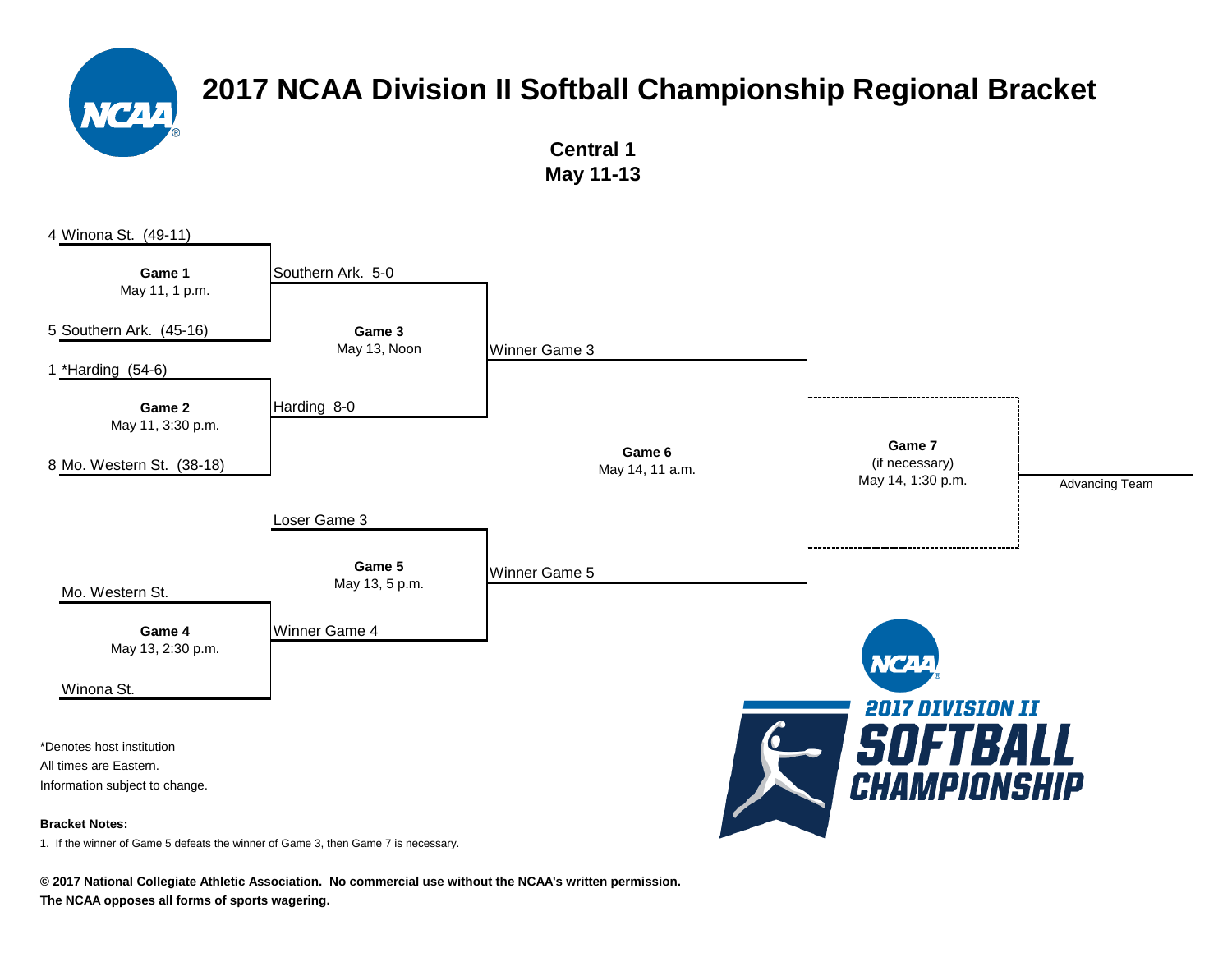# 2017 NCAA Division II Softball Championship Regional Bracket

**Central 1**
**May 11-13**

4 Winona St. (49-11)

**Game 1**
May 11, 1 p.m.

5 Southern Ark. (45-16)

1 *Harding (54-6)

**Game 2**
May 11, 3:30 p.m.

8 Mo. Western St. (38-18)

Southern Ark. 5-0

**Game 3**
May 13, Noon

Harding 8-0

Winner Game 3

**Game 6**
May 14, 11 a.m.

**Game 7**
(if necessary)
May 14, 1:30 p.m.

Advancing Team

Loser Game 3

**Game 5**
May 13, 5 p.m.

Winner Game 4

Winner Game 5

Mo. Western St.

**Game 4**
May 13, 2:30 p.m.

Winona St.

*Denotes host institution
All times are Eastern.
Information subject to change.

**Bracket Notes:**

1. If the winner of Game 5 defeats the winner of Game 3, then Game 7 is necessary.

**© 2017 National Collegiate Athletic Association. No commercial use without the NCAA's written permission.**
**The NCAA opposes all forms of sports wagering.**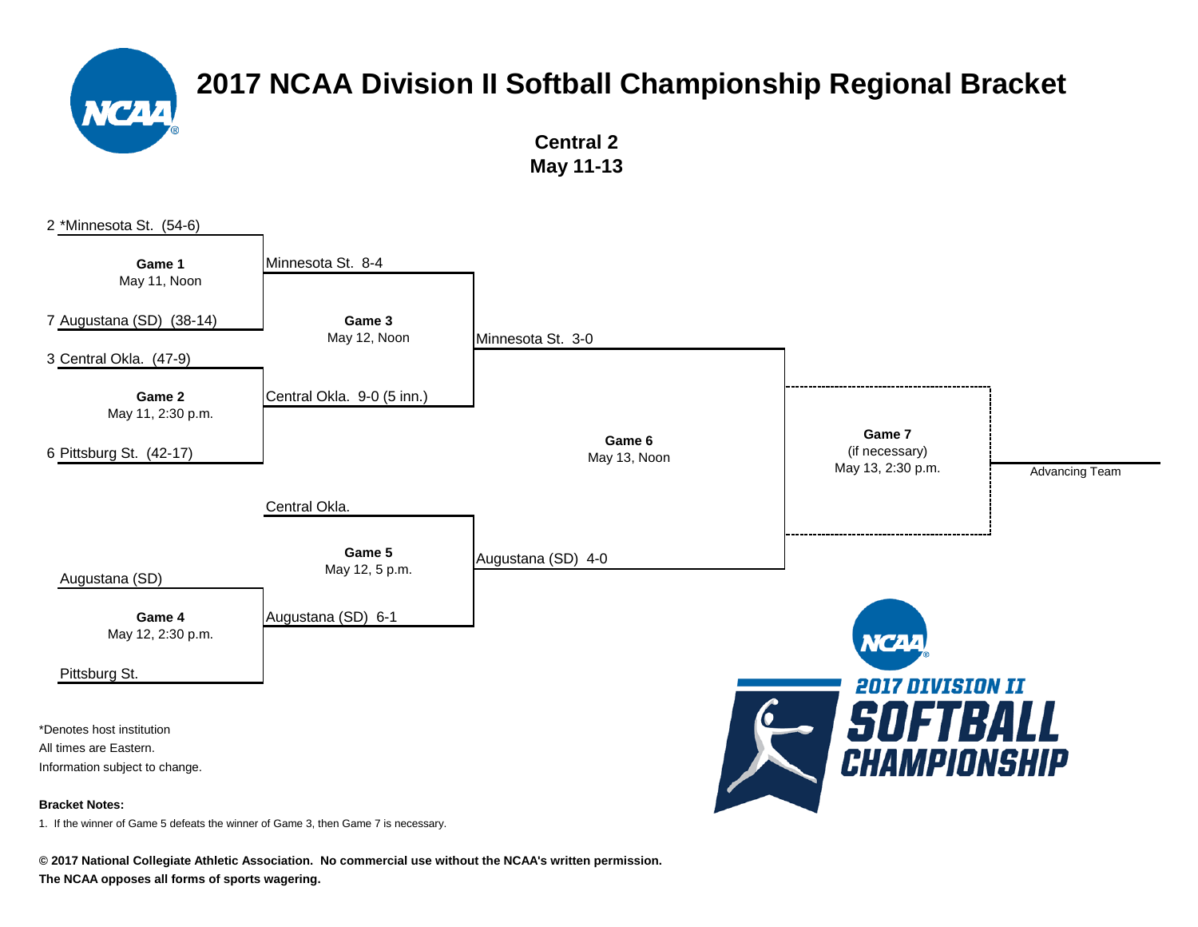# 2017 NCAA Division II Softball Championship Regional Bracket

**Central 2**
**May 11-13**

2 *Minnesota St. (54-6)

**Game 1**
May 11, Noon

7 Augustana (SD) (38-14)

3 Central Okla. (47-9)

**Game 2**
May 11, 2:30 p.m.

6 Pittsburg St. (42-17)

Minnesota St. 8-4

**Game 3**
May 12, Noon

Central Okla. 9-0 (5 inn.)

Minnesota St. 3-0

**Game 6**
May 13, Noon

**Game 7**
(if necessary)
May 13, 2:30 p.m.

Advancing Team

Central Okla.

**Game 5**
May 12, 5 p.m.

Augustana (SD) 4-0

Augustana (SD)

**Game 4**
May 12, 2:30 p.m.

Augustana (SD) 6-1

Pittsburg St.

*Denotes host institution

All times are Eastern.

Information subject to change.

**Bracket Notes:**

1. If the winner of Game 5 defeats the winner of Game 3, then Game 7 is necessary.

2017 DIVISION II SOFTBALL CHAMPIONSHIP

**© 2017 National Collegiate Athletic Association. No commercial use without the NCAA's written permission.**
**The NCAA opposes all forms of sports wagering.**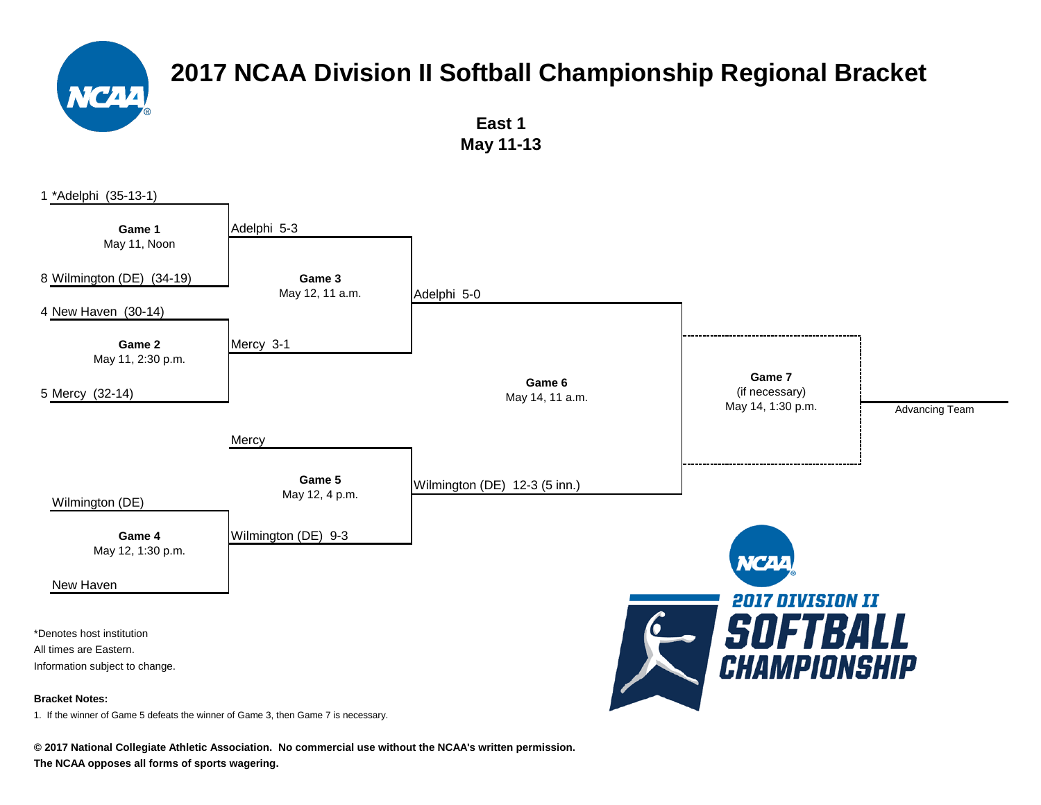# 2017 NCAA Division II Softball Championship Regional Bracket

**East 1**
**May 11-13**

1 *Adelphi (35-13-1)

**Game 1**
May 11, Noon

8 Wilmington (DE) (34-19)

Adelphi 5-3

4 New Haven (30-14)

**Game 2**
May 11, 2:30 p.m.

5 Mercy (32-14)

Mercy 3-1

**Game 3**
May 12, 11 a.m.

Adelphi 5-0

Mercy

**Game 5**
May 12, 4 p.m.

Wilmington (DE)

**Game 4**
May 12, 1:30 p.m.

New Haven

Wilmington (DE) 9-3

Wilmington (DE) 12-3 (5 inn.)

**Game 6**
May 14, 11 a.m.

**Game 7**
(if necessary)
May 14, 1:30 p.m.

Advancing Team

2017 DIVISION II SOFTBALL CHAMPIONSHIP

*Denotes host institution
All times are Eastern.
Information subject to change.

**Bracket Notes:**

1. If the winner of Game 5 defeats the winner of Game 3, then Game 7 is necessary.

**© 2017 National Collegiate Athletic Association. No commercial use without the NCAA's written permission.**
**The NCAA opposes all forms of sports wagering.**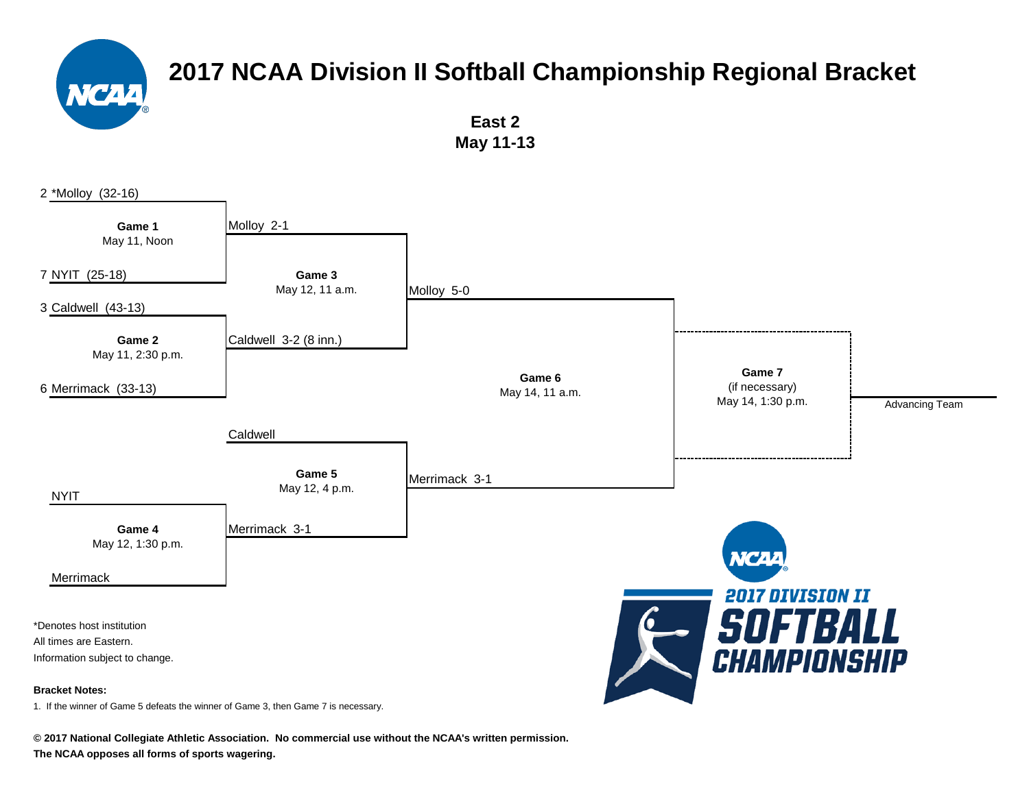# 2017 NCAA Division II Softball Championship Regional Bracket

**East 2**
**May 11-13**

2 *Molloy (32-16)

**Game 1**
May 11, Noon

7 NYIT (25-18)

3 Caldwell (43-13)

**Game 2**
May 11, 2:30 p.m.

6 Merrimack (33-13)

Molloy 2-1

**Game 3**
May 12, 11 a.m.

Caldwell 3-2 (8 inn.)

Molloy 5-0

**Game 6**
May 14, 11 a.m.

Merrimack 3-1

**Game 7**
(if necessary)
May 14, 1:30 p.m.

Advancing Team

Caldwell

**Game 5**
May 12, 4 p.m.

Merrimack 3-1

NYIT

**Game 4**
May 12, 1:30 p.m.

Merrimack

*Denotes host institution
All times are Eastern.
Information subject to change.

**Bracket Notes:**

1. If the winner of Game 5 defeats the winner of Game 3, then Game 7 is necessary.

**© 2017 National Collegiate Athletic Association. No commercial use without the NCAA's written permission.**
**The NCAA opposes all forms of sports wagering.**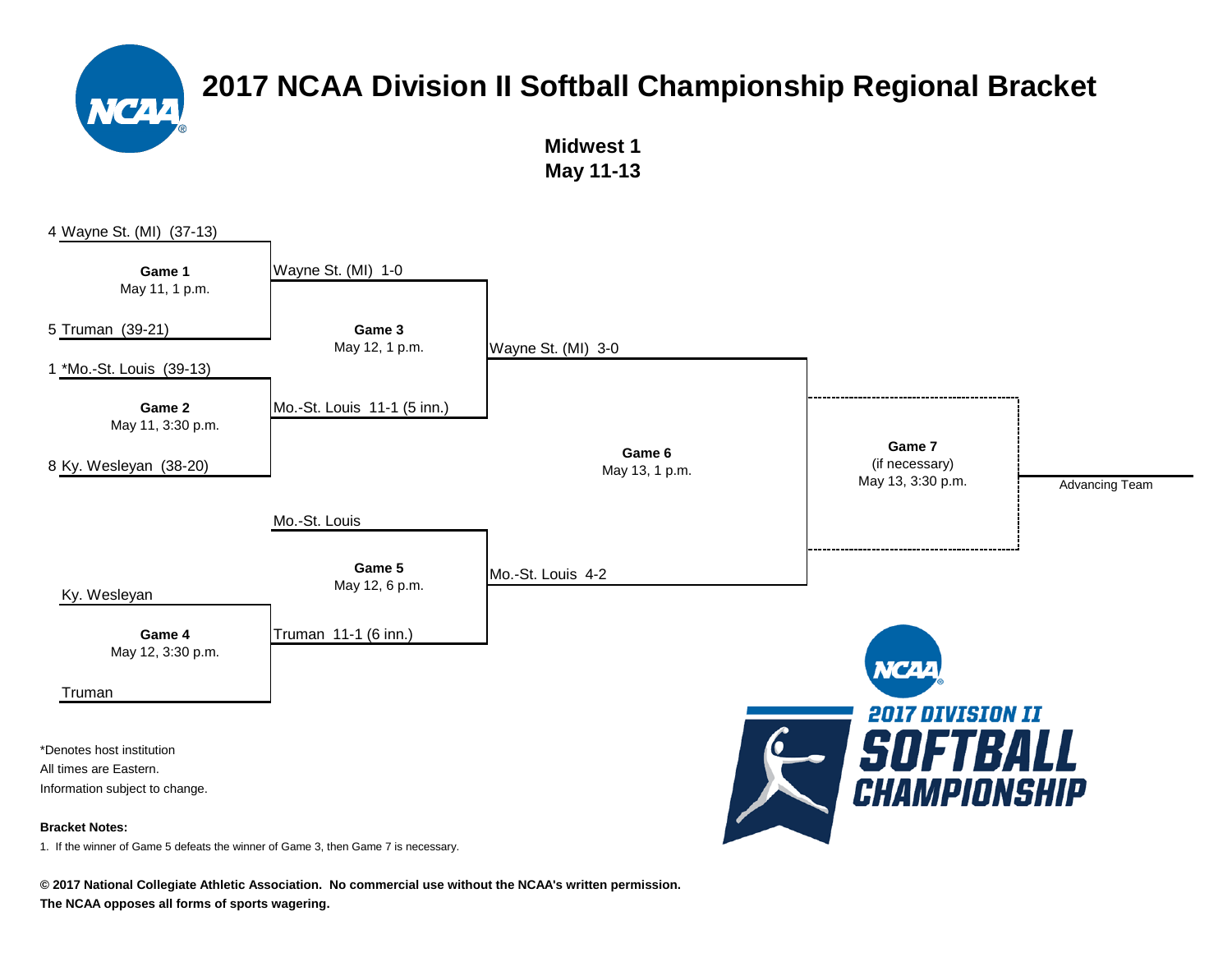# 2017 NCAA Division II Softball Championship Regional Bracket

**Midwest 1**
**May 11-13**

4 Wayne St. (MI) (37-13)

**Game 1**
May 11, 1 p.m.

5 Truman (39-21)

1 *Mo.-St. Louis (39-13)

**Game 2**
May 11, 3:30 p.m.

8 Ky. Wesleyan (38-20)

Wayne St. (MI) 1-0

**Game 3**
May 12, 1 p.m.

Mo.-St. Louis 11-1 (5 inn.)

Wayne St. (MI) 3-0

Ky. Wesleyan

**Game 4**
May 12, 3:30 p.m.

Truman

Mo.-St. Louis

**Game 5**
May 12, 6 p.m.

Truman 11-1 (6 inn.)

Mo.-St. Louis 4-2

**Game 6**
May 13, 1 p.m.

**Game 7**
(if necessary)
May 13, 3:30 p.m.

Advancing Team

2017 DIVISION II SOFTBALL CHAMPIONSHIP

*Denotes host institution
All times are Eastern.
Information subject to change.

**Bracket Notes:**

1. If the winner of Game 5 defeats the winner of Game 3, then Game 7 is necessary.

**© 2017 National Collegiate Athletic Association. No commercial use without the NCAA's written permission.**
**The NCAA opposes all forms of sports wagering.**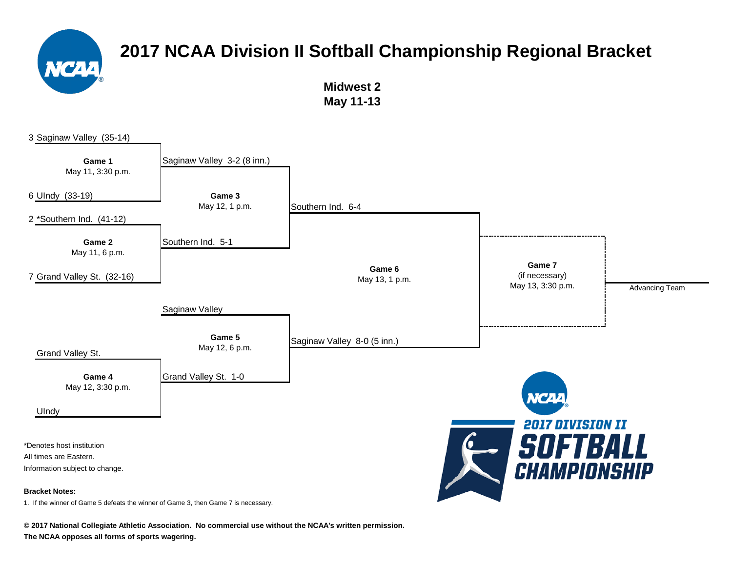# 2017 NCAA Division II Softball Championship Regional Bracket

**Midwest 2**
**May 11-13**

3 Saginaw Valley (35-14)

**Game 1**
May 11, 3:30 p.m.

6 UIndy (33-19)

2 *Southern Ind. (41-12)

**Game 2**
May 11, 6 p.m.

7 Grand Valley St. (32-16)

Saginaw Valley 3-2 (8 inn.)

**Game 3**
May 12, 1 p.m.

Southern Ind. 5-1

Southern Ind. 6-4

**Game 6**
May 13, 1 p.m.

**Game 7**
(if necessary)
May 13, 3:30 p.m.

Advancing Team

Saginaw Valley

**Game 5**
May 12, 6 p.m.

Grand Valley St. 1-0

Saginaw Valley 8-0 (5 inn.)

Grand Valley St.

**Game 4**
May 12, 3:30 p.m.

UIndy

*Denotes host institution
All times are Eastern.
Information subject to change.

**Bracket Notes:**

1. If the winner of Game 5 defeats the winner of Game 3, then Game 7 is necessary.

**© 2017 National Collegiate Athletic Association. No commercial use without the NCAA's written permission.**
**The NCAA opposes all forms of sports wagering.**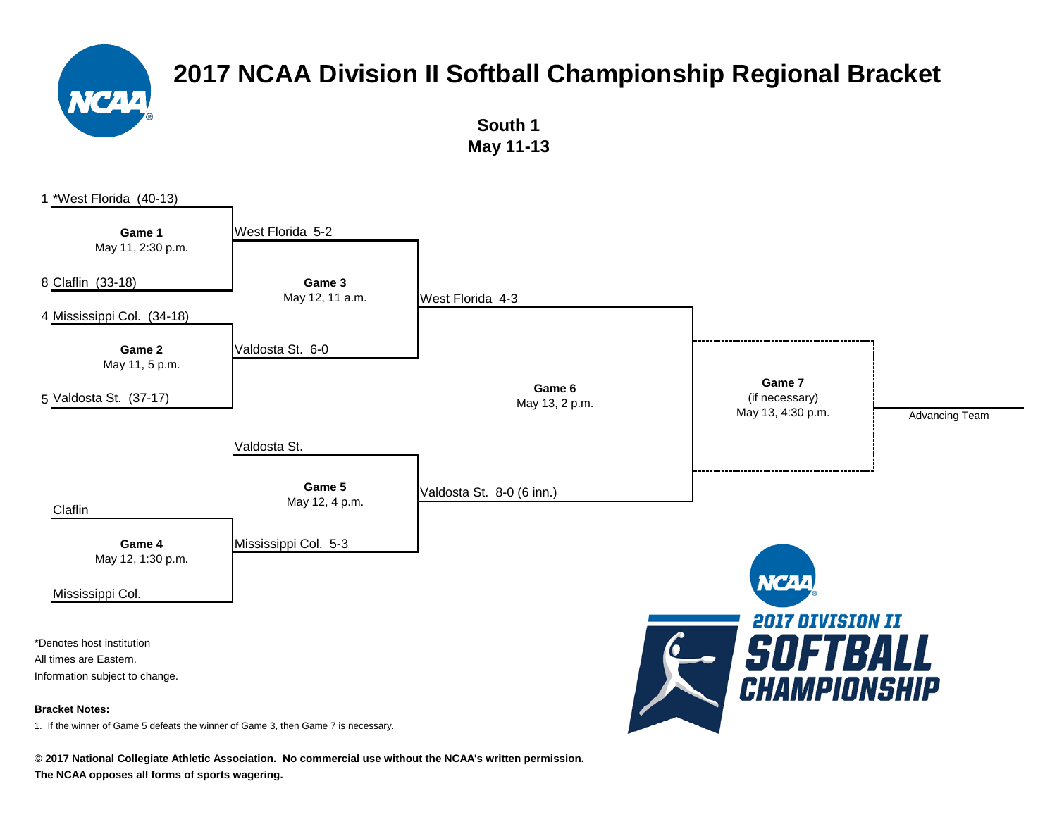# 2017 NCAA Division II Softball Championship Regional Bracket

**South 1**
**May 11-13**

1 *West Florida (40-13)

**Game 1**
May 11, 2:30 p.m.

8 Claflin (33-18)

4 Mississippi Col. (34-18)

**Game 2**
May 11, 5 p.m.

5 Valdosta St. (37-17)

West Florida 5-2

**Game 3**
May 12, 11 a.m.

Valdosta St. 6-0

West Florida 4-3

**Game 6**
May 13, 2 p.m.

Valdosta St. 8-0 (6 inn.)

**Game 7**
(if necessary)
May 13, 4:30 p.m.

Advancing Team

Valdosta St.

**Game 5**
May 12, 4 p.m.

Mississippi Col. 5-3

Claflin

**Game 4**
May 12, 1:30 p.m.

Mississippi Col.

*Denotes host institution

All times are Eastern.

Information subject to change.

**Bracket Notes:**

1. If the winner of Game 5 defeats the winner of Game 3, then Game 7 is necessary.

2017 DIVISION II SOFTBALL CHAMPIONSHIP

**© 2017 National Collegiate Athletic Association. No commercial use without the NCAA's written permission.**

**The NCAA opposes all forms of sports wagering.**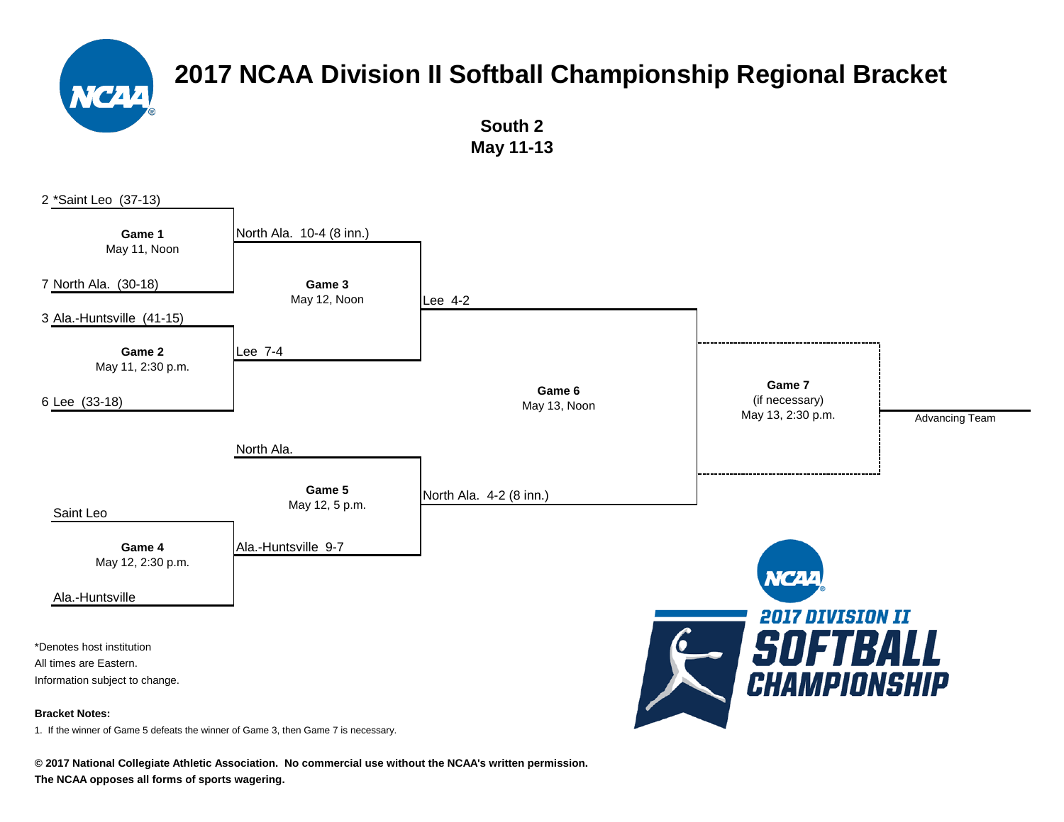# 2017 NCAA Division II Softball Championship Regional Bracket

**South 2**
**May 11-13**

**Game 1** — May 11, Noon
- 2 *Saint Leo (37-13)
- 7 North Ala. (30-18)
- Winner: North Ala. 10-4 (8 inn.)

**Game 2** — May 11, 2:30 p.m.
- 3 Ala.-Huntsville (41-15)
- 6 Lee (33-18)
- Winner: Lee 7-4

**Game 3** — May 12, Noon
- North Ala. 10-4 (8 inn.)
- Lee 7-4
- Winner: Lee 4-2

**Game 4** — May 12, 2:30 p.m.
- Saint Leo
- Ala.-Huntsville
- Winner: Ala.-Huntsville 9-7

**Game 5** — May 12, 5 p.m.
- North Ala.
- Ala.-Huntsville 9-7
- Winner: North Ala. 4-2 (8 inn.)

**Game 6** — May 13, Noon
- Lee 4-2
- North Ala. 4-2 (8 inn.)

**Game 7** (if necessary) — May 13, 2:30 p.m.

Advancing Team

*Denotes host institution
All times are Eastern.
Information subject to change.

**Bracket Notes:**

1. If the winner of Game 5 defeats the winner of Game 3, then Game 7 is necessary.

**© 2017 National Collegiate Athletic Association. No commercial use without the NCAA's written permission.**
**The NCAA opposes all forms of sports wagering.**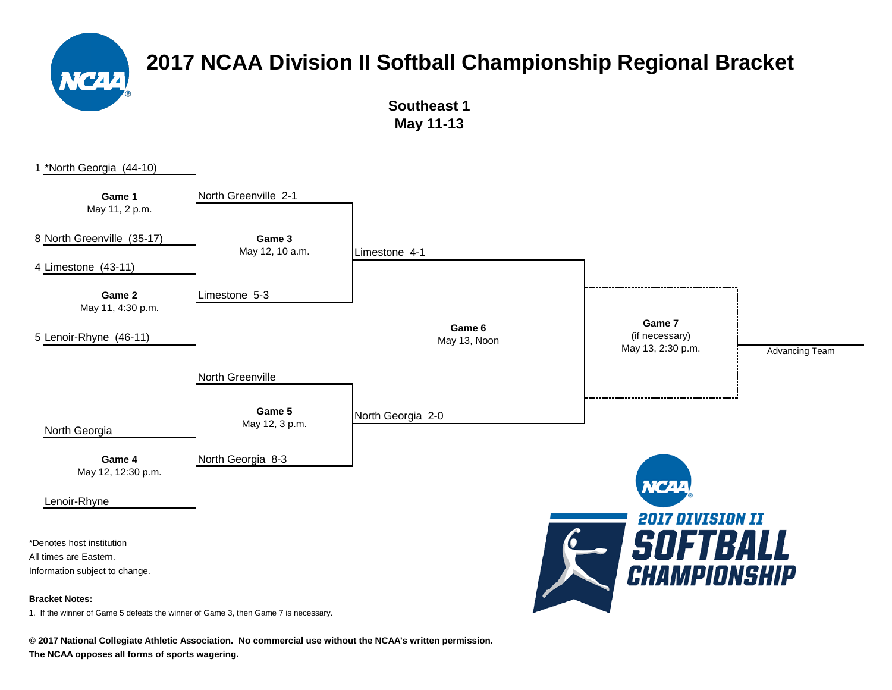# 2017 NCAA Division II Softball Championship Regional Bracket

**Southeast 1**
**May 11-13**

1 *North Georgia (44-10)

**Game 1**
May 11, 2 p.m.

8 North Greenville (35-17)

North Greenville 2-1

4 Limestone (43-11)

**Game 2**
May 11, 4:30 p.m.

5 Lenoir-Rhyne (46-11)

Limestone 5-3

**Game 3**
May 12, 10 a.m.

Limestone 4-1

North Greenville

**Game 5**
May 12, 3 p.m.

North Georgia 2-0

North Georgia

**Game 4**
May 12, 12:30 p.m.

Lenoir-Rhyne

North Georgia 8-3

**Game 6**
May 13, Noon

**Game 7**
(if necessary)
May 13, 2:30 p.m.

Advancing Team

2017 DIVISION II SOFTBALL CHAMPIONSHIP

*Denotes host institution
All times are Eastern.
Information subject to change.

**Bracket Notes:**

1. If the winner of Game 5 defeats the winner of Game 3, then Game 7 is necessary.

**© 2017 National Collegiate Athletic Association. No commercial use without the NCAA's written permission.**
**The NCAA opposes all forms of sports wagering.**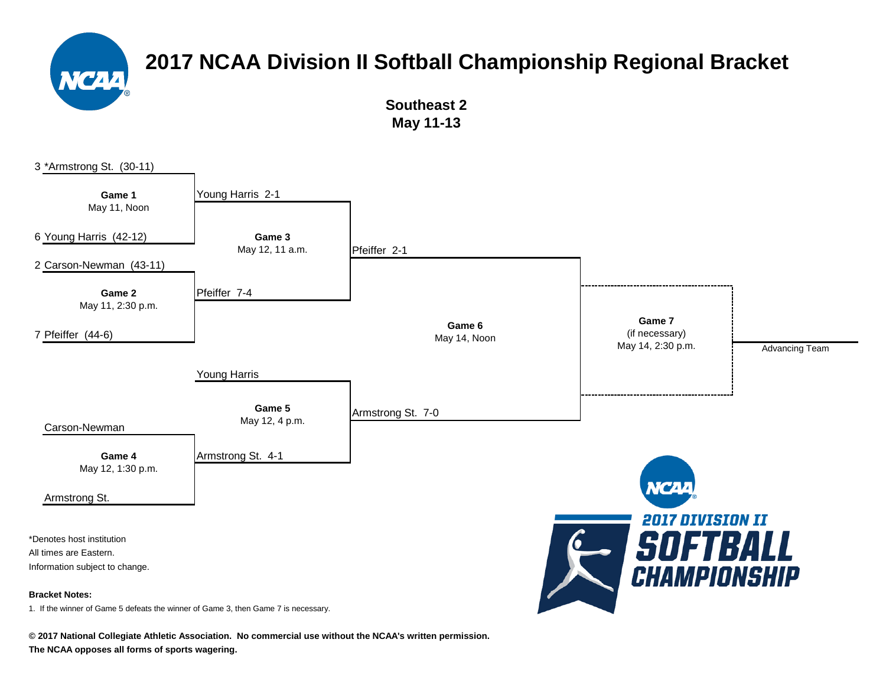# 2017 NCAA Division II Softball Championship Regional Bracket

**Southeast 2**
**May 11-13**

3 *Armstrong St. (30-11)

**Game 1**
May 11, Noon

6 Young Harris (42-12)

Young Harris 2-1

2 Carson-Newman (43-11)

**Game 2**
May 11, 2:30 p.m.

7 Pfeiffer (44-6)

Pfeiffer 7-4

**Game 3**
May 12, 11 a.m.

Pfeiffer 2-1

Carson-Newman

**Game 4**
May 12, 1:30 p.m.

Armstrong St.

Armstrong St. 4-1

Young Harris

**Game 5**
May 12, 4 p.m.

Armstrong St. 7-0

**Game 6**
May 14, Noon

**Game 7**
(if necessary)
May 14, 2:30 p.m.

Advancing Team

*Denotes host institution
All times are Eastern.
Information subject to change.

**Bracket Notes:**

1. If the winner of Game 5 defeats the winner of Game 3, then Game 7 is necessary.

2017 DIVISION II SOFTBALL CHAMPIONSHIP

**© 2017 National Collegiate Athletic Association. No commercial use without the NCAA's written permission.**
**The NCAA opposes all forms of sports wagering.**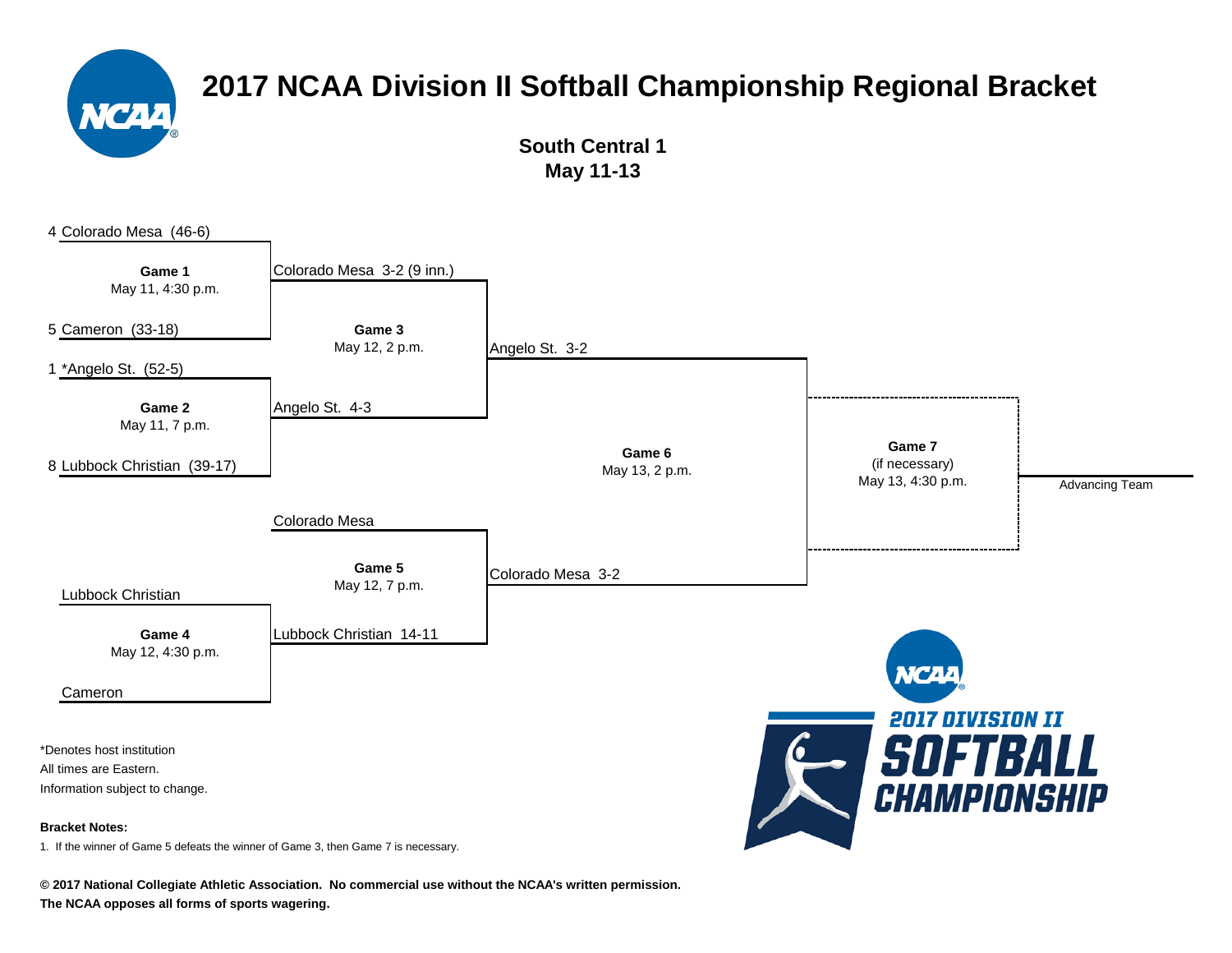# 2017 NCAA Division II Softball Championship Regional Bracket

**South Central 1**
**May 11-13**

4 Colorado Mesa (46-6)

**Game 1**
May 11, 4:30 p.m.

5 Cameron (33-18)

Colorado Mesa 3-2 (9 inn.)

**Game 3**
May 12, 2 p.m.

1 *Angelo St. (52-5)

**Game 2**
May 11, 7 p.m.

8 Lubbock Christian (39-17)

Angelo St. 4-3

Angelo St. 3-2

**Game 6**
May 13, 2 p.m.

**Game 7**
(if necessary)
May 13, 4:30 p.m.

Advancing Team

Colorado Mesa

**Game 5**
May 12, 7 p.m.

Colorado Mesa 3-2

Lubbock Christian

**Game 4**
May 12, 4:30 p.m.

Cameron

Lubbock Christian 14-11

*Denotes host institution
All times are Eastern.
Information subject to change.

**Bracket Notes:**

1. If the winner of Game 5 defeats the winner of Game 3, then Game 7 is necessary.

**© 2017 National Collegiate Athletic Association. No commercial use without the NCAA's written permission.**
**The NCAA opposes all forms of sports wagering.**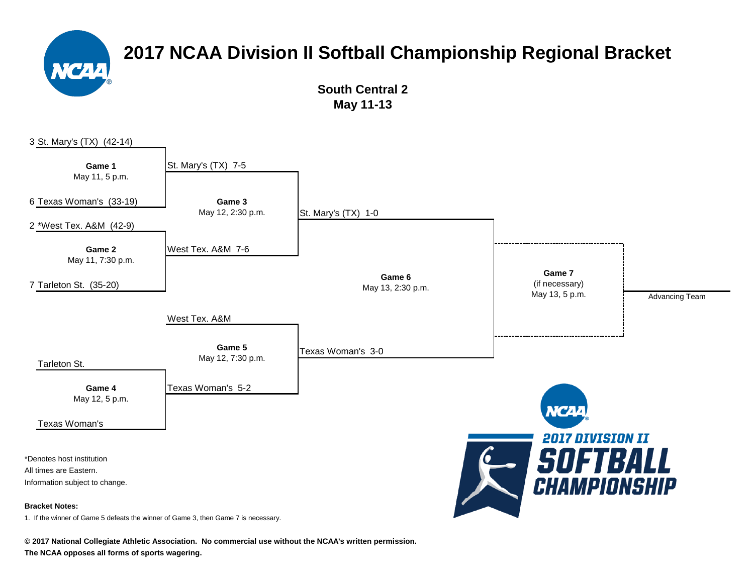# 2017 NCAA Division II Softball Championship Regional Bracket

**South Central 2**
**May 11-13**

3 St. Mary's (TX) (42-14)

**Game 1**
May 11, 5 p.m.

6 Texas Woman's (33-19)

St. Mary's (TX) 7-5

**Game 3**
May 12, 2:30 p.m.

2 *West Tex. A&M (42-9)

**Game 2**
May 11, 7:30 p.m.

7 Tarleton St. (35-20)

West Tex. A&M 7-6

St. Mary's (TX) 1-0

**Game 6**
May 13, 2:30 p.m.

**Game 7**
(if necessary)
May 13, 5 p.m.

Advancing Team

West Tex. A&M

**Game 5**
May 12, 7:30 p.m.

Texas Woman's 3-0

Tarleton St.

**Game 4**
May 12, 5 p.m.

Texas Woman's

Texas Woman's 5-2

2017 DIVISION II SOFTBALL CHAMPIONSHIP

*Denotes host institution
All times are Eastern.
Information subject to change.

**Bracket Notes:**

1. If the winner of Game 5 defeats the winner of Game 3, then Game 7 is necessary.

**© 2017 National Collegiate Athletic Association. No commercial use without the NCAA's written permission.**
**The NCAA opposes all forms of sports wagering.**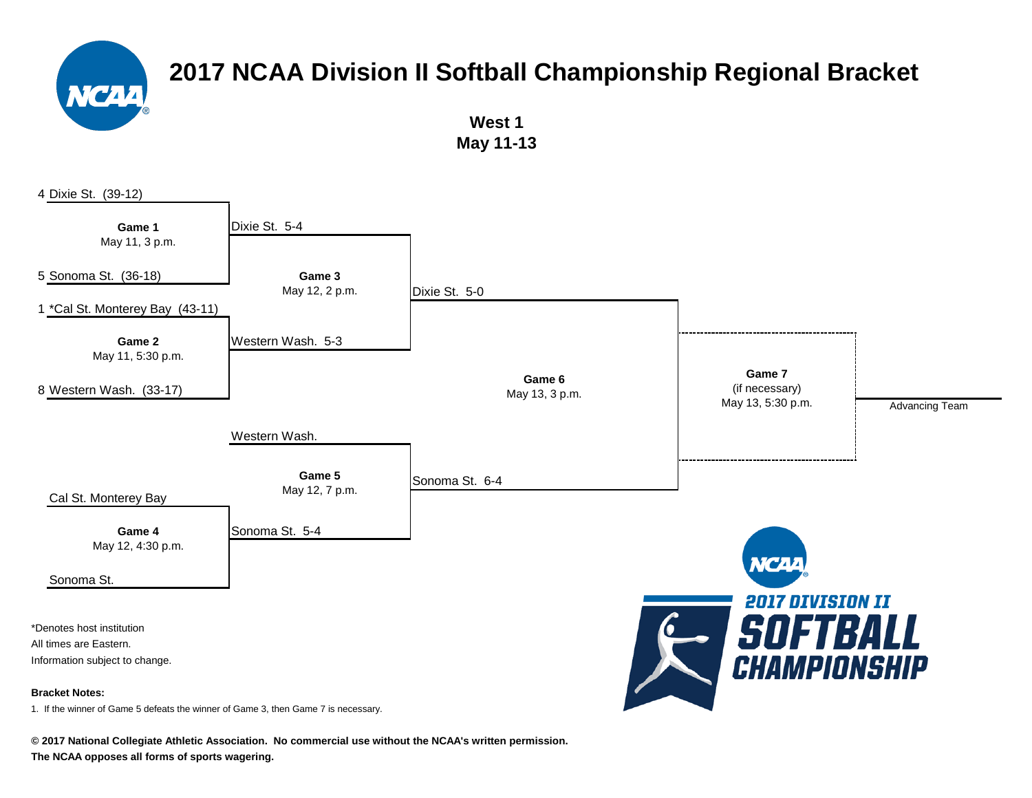# 2017 NCAA Division II Softball Championship Regional Bracket

**West 1**
**May 11-13**

4 Dixie St. (39-12)

**Game 1**
May 11, 3 p.m.

5 Sonoma St. (36-18)

1 *Cal St. Monterey Bay (43-11)

**Game 2**
May 11, 5:30 p.m.

8 Western Wash. (33-17)

Dixie St. 5-4

**Game 3**
May 12, 2 p.m.

Western Wash. 5-3

Dixie St. 5-0

Western Wash.

**Game 5**
May 12, 7 p.m.

Sonoma St. 5-4

Sonoma St. 6-4

Cal St. Monterey Bay

**Game 4**
May 12, 4:30 p.m.

Sonoma St.

**Game 6**
May 13, 3 p.m.

**Game 7**
(if necessary)
May 13, 5:30 p.m.

Advancing Team

*Denotes host institution
All times are Eastern.
Information subject to change.

**Bracket Notes:**

1. If the winner of Game 5 defeats the winner of Game 3, then Game 7 is necessary.

**© 2017 National Collegiate Athletic Association. No commercial use without the NCAA's written permission.**
**The NCAA opposes all forms of sports wagering.**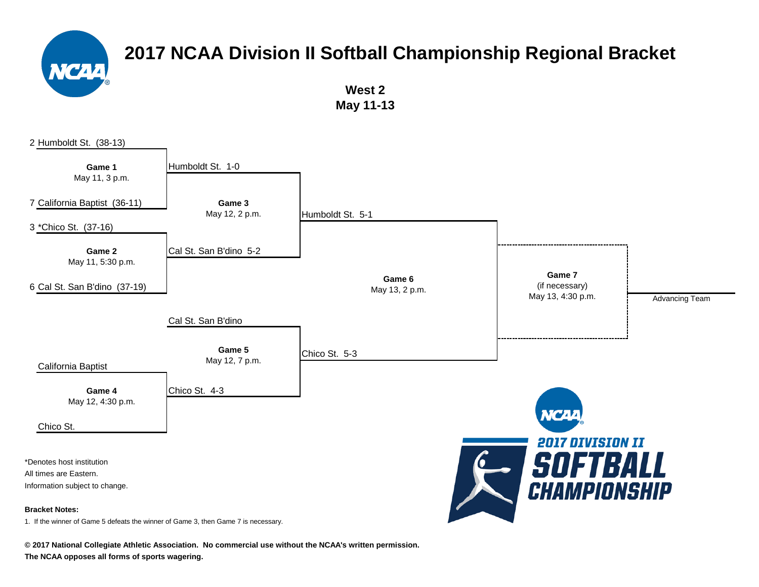# 2017 NCAA Division II Softball Championship Regional Bracket

**West 2**
**May 11-13**

2 Humboldt St. (38-13)

**Game 1**
May 11, 3 p.m.

7 California Baptist (36-11)

Humboldt St. 1-0

**Game 3**
May 12, 2 p.m.

3 *Chico St. (37-16)

**Game 2**
May 11, 5:30 p.m.

6 Cal St. San B'dino (37-19)

Cal St. San B'dino 5-2

Humboldt St. 5-1

**Game 6**
May 13, 2 p.m.

Cal St. San B'dino

**Game 5**
May 12, 7 p.m.

California Baptist

**Game 4**
May 12, 4:30 p.m.

Chico St.

Chico St. 4-3

Chico St. 5-3

**Game 7**
(if necessary)
May 13, 4:30 p.m.

Advancing Team

2017 DIVISION II SOFTBALL CHAMPIONSHIP

*Denotes host institution
All times are Eastern.
Information subject to change.

**Bracket Notes:**

1. If the winner of Game 5 defeats the winner of Game 3, then Game 7 is necessary.

**© 2017 National Collegiate Athletic Association. No commercial use without the NCAA's written permission.**
**The NCAA opposes all forms of sports wagering.**